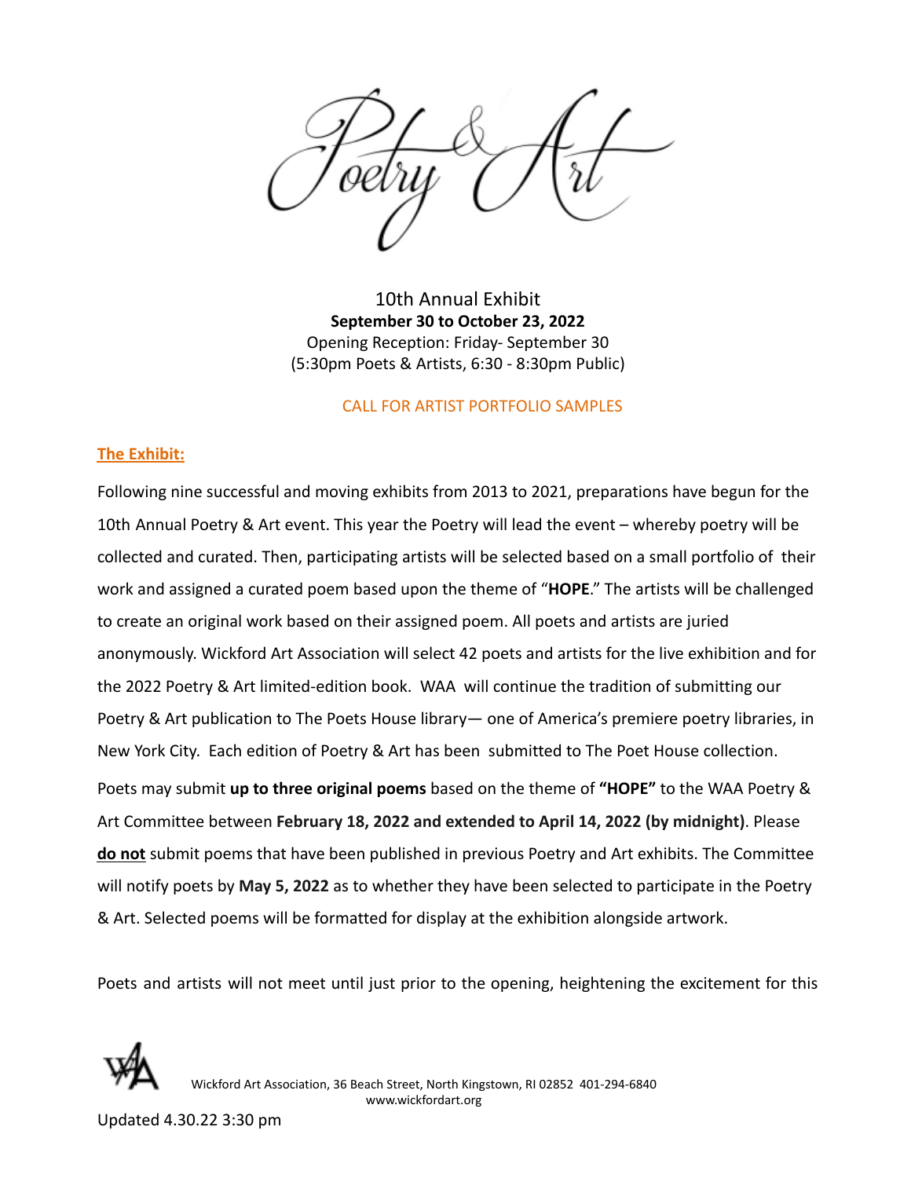# Poetry & Art

10th Annual Exhibit
**September 30 to October 23, 2022**
Opening Reception: Friday- September 30
(5:30pm Poets & Artists, 6:30 - 8:30pm Public)

CALL FOR ARTIST PORTFOLIO SAMPLES

## The Exhibit:

Following nine successful and moving exhibits from 2013 to 2021, preparations have begun for the 10th Annual Poetry & Art event. This year the Poetry will lead the event – whereby poetry will be collected and curated. Then, participating artists will be selected based on a small portfolio of their work and assigned a curated poem based upon the theme of "**HOPE**." The artists will be challenged to create an original work based on their assigned poem. All poets and artists are juried anonymously. Wickford Art Association will select 42 poets and artists for the live exhibition and for the 2022 Poetry & Art limited-edition book. WAA will continue the tradition of submitting our Poetry & Art publication to The Poets House library— one of America's premiere poetry libraries, in New York City. Each edition of Poetry & Art has been submitted to The Poet House collection.

Poets may submit **up to three original poems** based on the theme of **"HOPE"** to the WAA Poetry & Art Committee between **February 18, 2022 and extended to April 14, 2022 (by midnight)**. Please **do not** submit poems that have been published in previous Poetry and Art exhibits. The Committee will notify poets by **May 5, 2022** as to whether they have been selected to participate in the Poetry & Art. Selected poems will be formatted for display at the exhibition alongside artwork.

Poets and artists will not meet until just prior to the opening, heightening the excitement for this

Wickford Art Association, 36 Beach Street, North Kingstown, RI 02852 401-294-6840
www.wickfordart.org

Updated 4.30.22 3:30 pm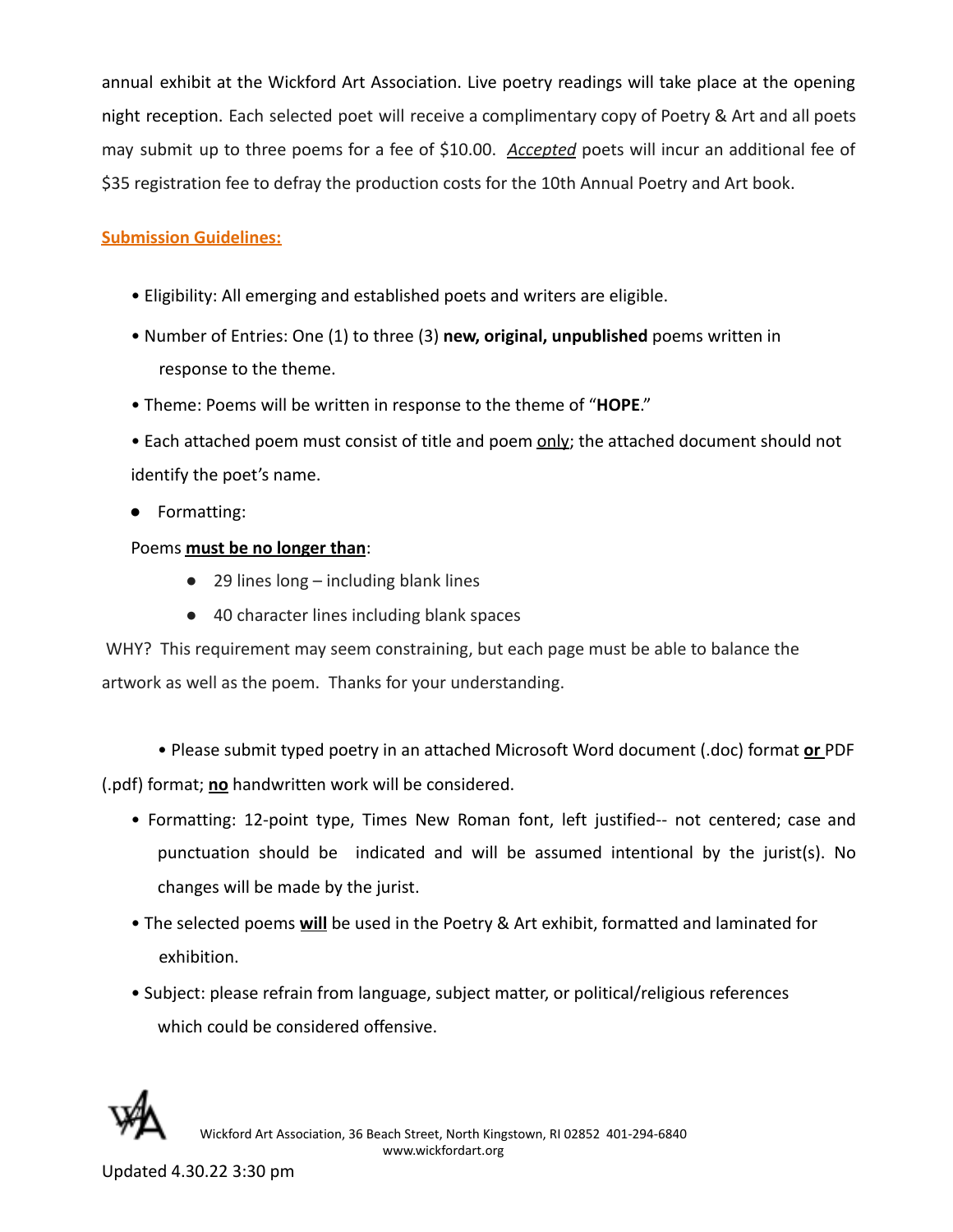annual exhibit at the Wickford Art Association. Live poetry readings will take place at the opening night reception. Each selected poet will receive a complimentary copy of Poetry & Art and all poets may submit up to three poems for a fee of $10.00. *Accepted* poets will incur an additional fee of $35 registration fee to defray the production costs for the 10th Annual Poetry and Art book.

**Submission Guidelines:**

- Eligibility: All emerging and established poets and writers are eligible.
- Number of Entries: One (1) to three (3) **new, original, unpublished** poems written in response to the theme.
- Theme: Poems will be written in response to the theme of "**HOPE**."
- Each attached poem must consist of title and poem only; the attached document should not identify the poet's name.
- Formatting:

  Poems **must be no longer than**:

  - 29 lines long – including blank lines
  - 40 character lines including blank spaces

WHY? This requirement may seem constraining, but each page must be able to balance the artwork as well as the poem. Thanks for your understanding.

- Please submit typed poetry in an attached Microsoft Word document (.doc) format **or** PDF (.pdf) format; **no** handwritten work will be considered.
- Formatting: 12-point type, Times New Roman font, left justified-- not centered; case and punctuation should be indicated and will be assumed intentional by the jurist(s). No changes will be made by the jurist.
- The selected poems **will** be used in the Poetry & Art exhibit, formatted and laminated for exhibition.
- Subject: please refrain from language, subject matter, or political/religious references which could be considered offensive.

Wickford Art Association, 36 Beach Street, North Kingstown, RI 02852 401-294-6840
www.wickfordart.org

Updated 4.30.22 3:30 pm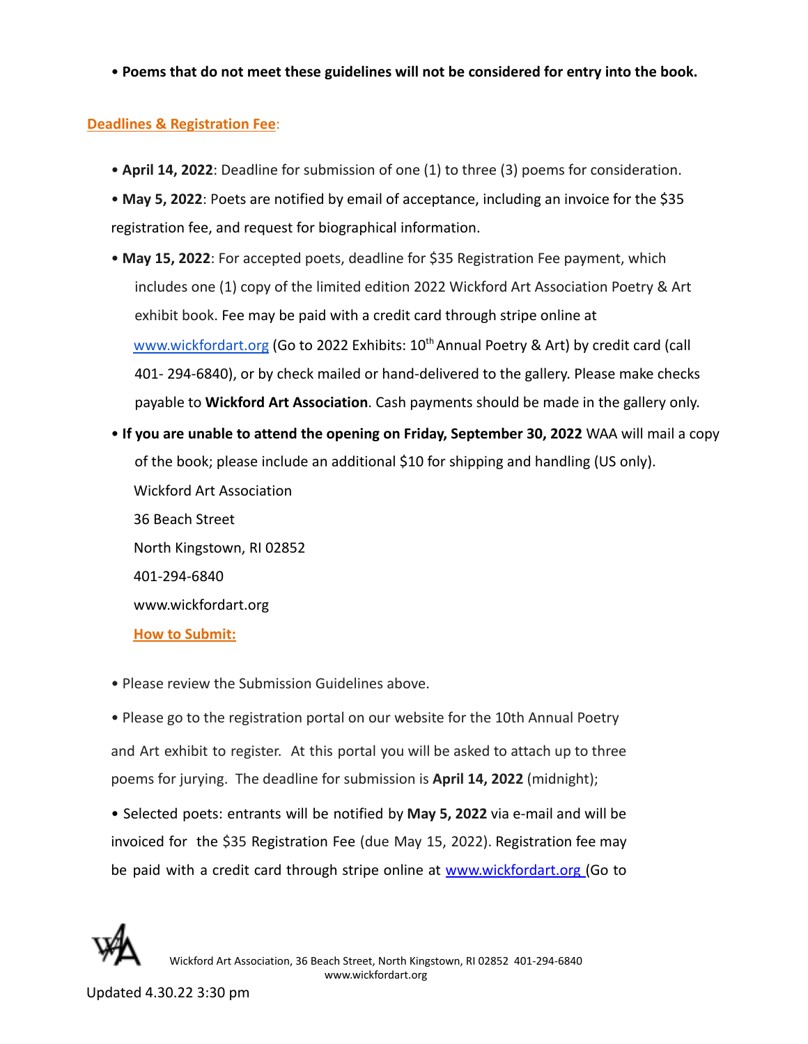- **Poems that do not meet these guidelines will not be considered for entry into the book.**

**Deadlines & Registration Fee**:

- **April 14, 2022**: Deadline for submission of one (1) to three (3) poems for consideration.
- **May 5, 2022**: Poets are notified by email of acceptance, including an invoice for the $35 registration fee, and request for biographical information.
- **May 15, 2022**: For accepted poets, deadline for $35 Registration Fee payment, which includes one (1) copy of the limited edition 2022 Wickford Art Association Poetry & Art exhibit book. Fee may be paid with a credit card through stripe online at www.wickfordart.org (Go to 2022 Exhibits: 10th Annual Poetry & Art) by credit card (call 401- 294-6840), or by check mailed or hand-delivered to the gallery. Please make checks payable to **Wickford Art Association**. Cash payments should be made in the gallery only.
- **If you are unable to attend the opening on Friday, September 30, 2022** WAA will mail a copy of the book; please include an additional $10 for shipping and handling (US only).

  Wickford Art Association

  36 Beach Street

  North Kingstown, RI 02852

  401-294-6840

  www.wickfordart.org

**How to Submit:**

- Please review the Submission Guidelines above.
- Please go to the registration portal on our website for the 10th Annual Poetry and Art exhibit to register. At this portal you will be asked to attach up to three poems for jurying. The deadline for submission is **April 14, 2022** (midnight);
- Selected poets: entrants will be notified by **May 5, 2022** via e-mail and will be invoiced for the $35 Registration Fee (due May 15, 2022). Registration fee may be paid with a credit card through stripe online at www.wickfordart.org (Go to

Updated 4.30.22 3:30 pm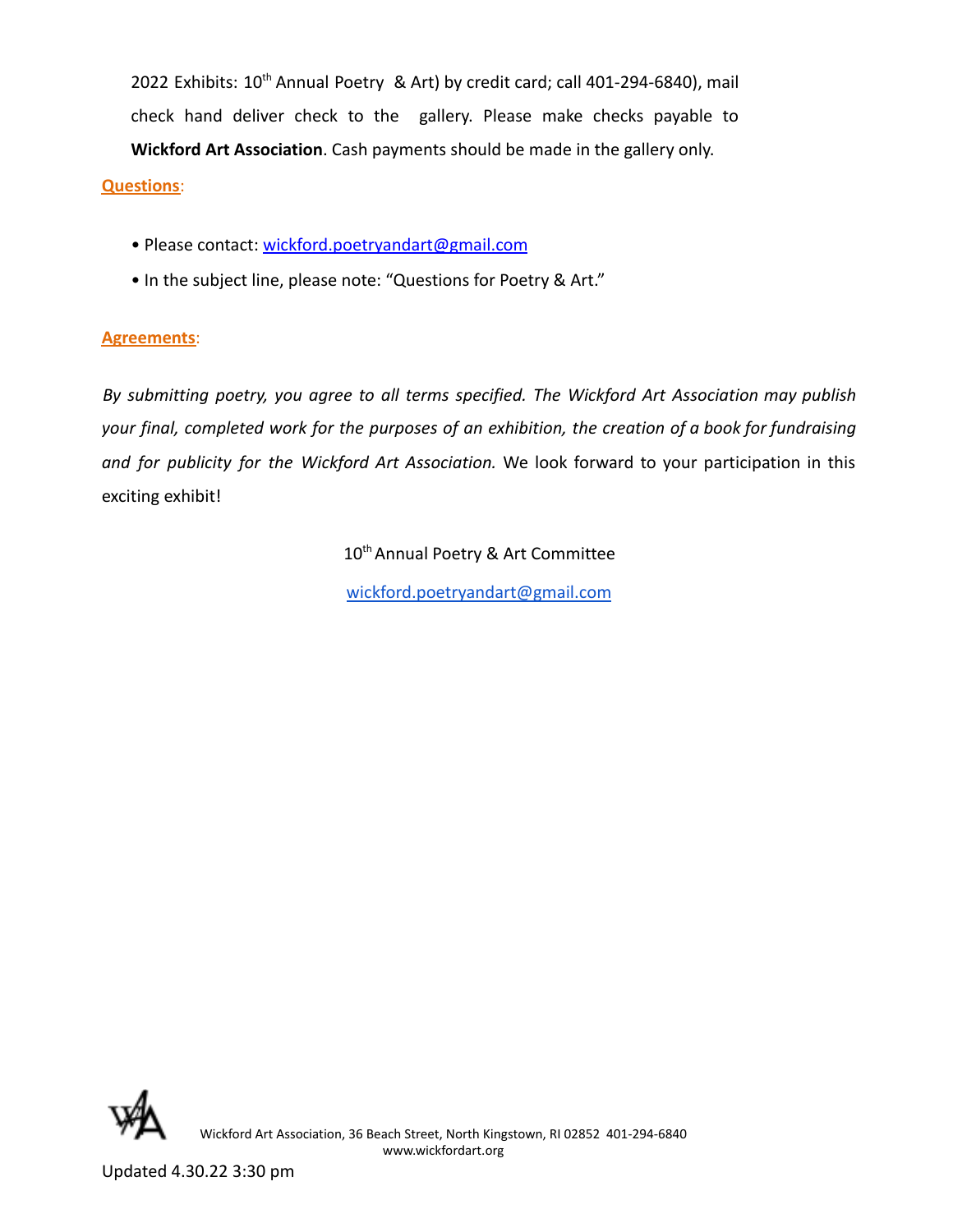2022 Exhibits: 10th Annual Poetry & Art) by credit card; call 401-294-6840), mail check hand deliver check to the gallery. Please make checks payable to **Wickford Art Association**. Cash payments should be made in the gallery only.

**Questions**:

- Please contact: wickford.poetryandart@gmail.com
- In the subject line, please note: "Questions for Poetry & Art."

**Agreements**:

*By submitting poetry, you agree to all terms specified. The Wickford Art Association may publish your final, completed work for the purposes of an exhibition, the creation of a book for fundraising and for publicity for the Wickford Art Association.* We look forward to your participation in this exciting exhibit!

10th Annual Poetry & Art Committee

wickford.poetryandart@gmail.com

Wickford Art Association, 36 Beach Street, North Kingstown, RI 02852 401-294-6840
www.wickfordart.org

Updated 4.30.22 3:30 pm